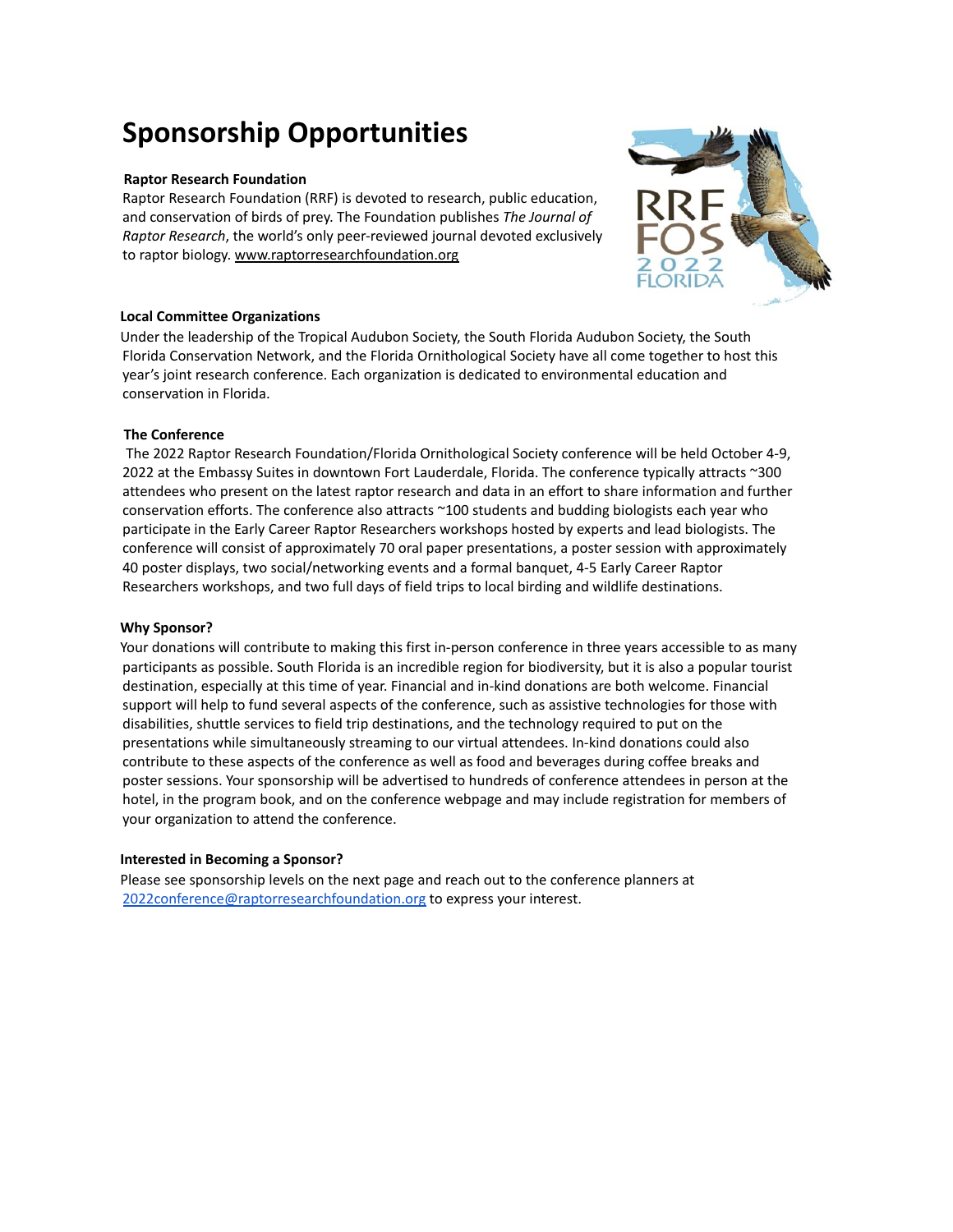# Sponsorship Opportunities

### Raptor Research Foundation

Raptor Research Foundation (RRF) is devoted to research, public education, and conservation of birds of prey. The Foundation publishes *The Journal of Raptor Research*, the world's only peer-reviewed journal devoted exclusively to raptor biology. www.raptorresearchfoundation.org

### Local Committee Organizations

Under the leadership of the Tropical Audubon Society, the South Florida Audubon Society, the South Florida Conservation Network, and the Florida Ornithological Society have all come together to host this year's joint research conference. Each organization is dedicated to environmental education and conservation in Florida.

### The Conference

The 2022 Raptor Research Foundation/Florida Ornithological Society conference will be held October 4-9, 2022 at the Embassy Suites in downtown Fort Lauderdale, Florida. The conference typically attracts ~300 attendees who present on the latest raptor research and data in an effort to share information and further conservation efforts. The conference also attracts ~100 students and budding biologists each year who participate in the Early Career Raptor Researchers workshops hosted by experts and lead biologists. The conference will consist of approximately 70 oral paper presentations, a poster session with approximately 40 poster displays, two social/networking events and a formal banquet, 4-5 Early Career Raptor Researchers workshops, and two full days of field trips to local birding and wildlife destinations.

### Why Sponsor?

Your donations will contribute to making this first in-person conference in three years accessible to as many participants as possible. South Florida is an incredible region for biodiversity, but it is also a popular tourist destination, especially at this time of year. Financial and in-kind donations are both welcome. Financial support will help to fund several aspects of the conference, such as assistive technologies for those with disabilities, shuttle services to field trip destinations, and the technology required to put on the presentations while simultaneously streaming to our virtual attendees. In-kind donations could also contribute to these aspects of the conference as well as food and beverages during coffee breaks and poster sessions. Your sponsorship will be advertised to hundreds of conference attendees in person at the hotel, in the program book, and on the conference webpage and may include registration for members of your organization to attend the conference.

### Interested in Becoming a Sponsor?

Please see sponsorship levels on the next page and reach out to the conference planners at 2022conference@raptorresearchfoundation.org to express your interest.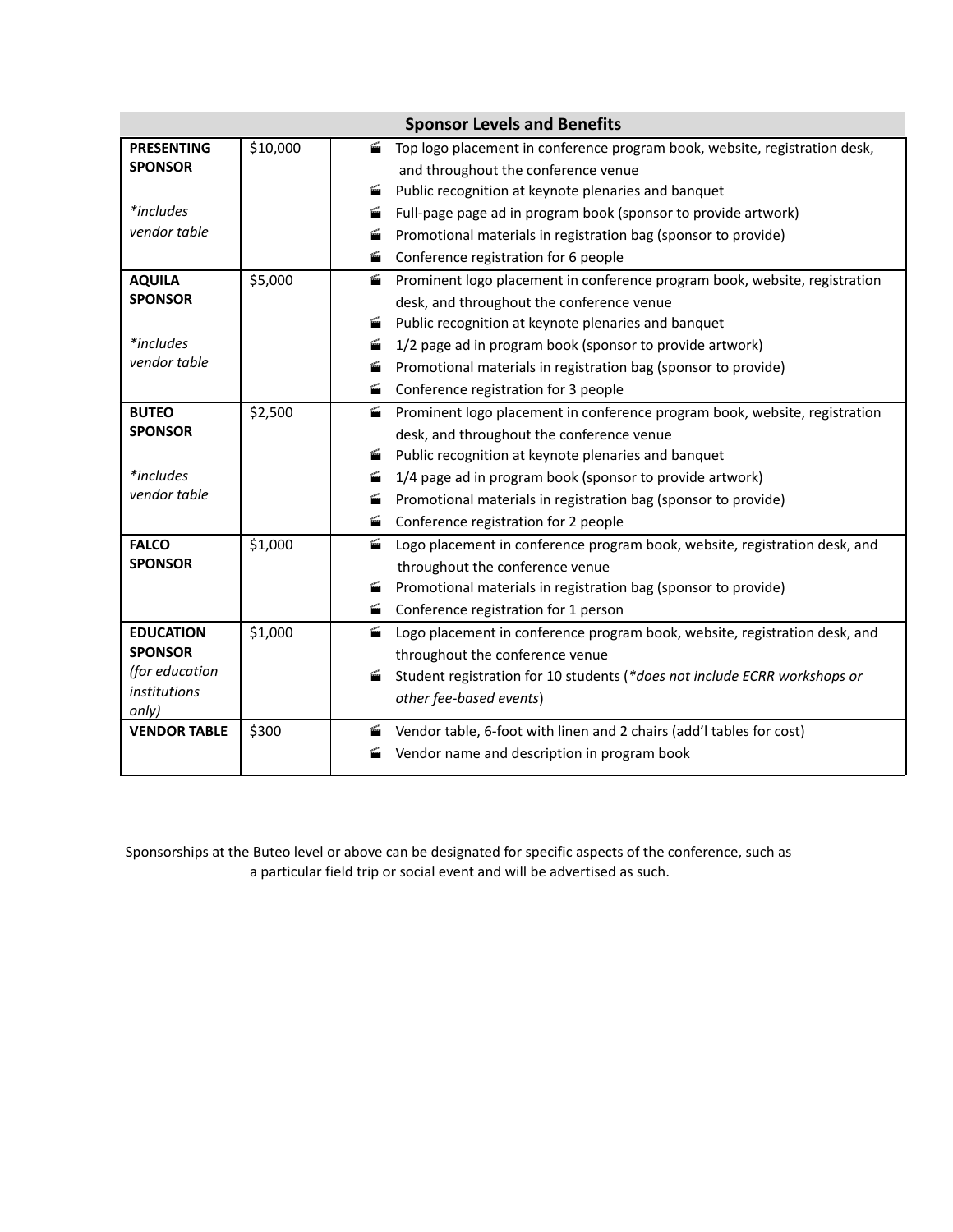| Sponsor Levels and Benefits | | |
|---|---|---|
| **PRESENTING SPONSOR**<br><br>*\*includes vendor table* | $10,000 | • Top logo placement in conference program book, website, registration desk, and throughout the conference venue<br>• Public recognition at keynote plenaries and banquet<br>• Full-page page ad in program book (sponsor to provide artwork)<br>• Promotional materials in registration bag (sponsor to provide)<br>• Conference registration for 6 people |
| **AQUILA SPONSOR**<br><br>*\*includes vendor table* | $5,000 | • Prominent logo placement in conference program book, website, registration desk, and throughout the conference venue<br>• Public recognition at keynote plenaries and banquet<br>• 1/2 page ad in program book (sponsor to provide artwork)<br>• Promotional materials in registration bag (sponsor to provide)<br>• Conference registration for 3 people |
| **BUTEO SPONSOR**<br><br>*\*includes vendor table* | $2,500 | • Prominent logo placement in conference program book, website, registration desk, and throughout the conference venue<br>• Public recognition at keynote plenaries and banquet<br>• 1/4 page ad in program book (sponsor to provide artwork)<br>• Promotional materials in registration bag (sponsor to provide)<br>• Conference registration for 2 people |
| **FALCO SPONSOR** | $1,000 | • Logo placement in conference program book, website, registration desk, and throughout the conference venue<br>• Promotional materials in registration bag (sponsor to provide)<br>• Conference registration for 1 person |
| **EDUCATION SPONSOR** *(for education institutions only)* | $1,000 | • Logo placement in conference program book, website, registration desk, and throughout the conference venue<br>• Student registration for 10 students (*\*does not include ECRR workshops or other fee-based events*) |
| **VENDOR TABLE** | $300 | • Vendor table, 6-foot with linen and 2 chairs (add'l tables for cost)<br>• Vendor name and description in program book |

Sponsorships at the Buteo level or above can be designated for specific aspects of the conference, such as a particular field trip or social event and will be advertised as such.